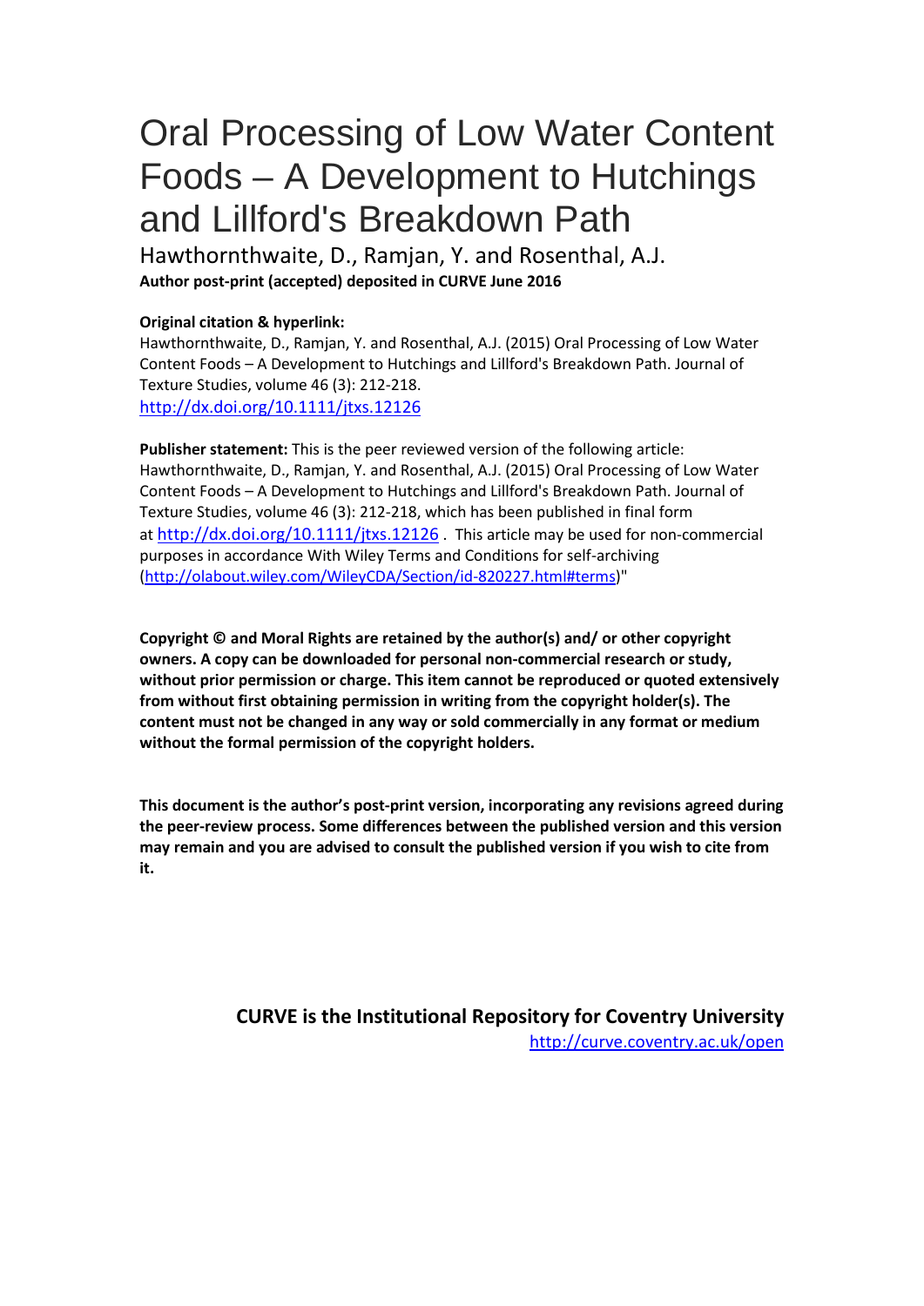# Oral Processing of Low Water Content Foods – A Development to Hutchings and Lillford's Breakdown Path

Hawthornthwaite, D., Ramjan, Y. and Rosenthal, A.J.

**Author post-print (accepted) deposited in CURVE June 2016**

**Original citation & hyperlink:**

Hawthornthwaite, D., Ramjan, Y. and Rosenthal, A.J. (2015) Oral Processing of Low Water Content Foods – A Development to Hutchings and Lillford's Breakdown Path. Journal of Texture Studies, volume 46 (3): 212-218.

http://dx.doi.org/10.1111/jtxs.12126

**Publisher statement:** This is the peer reviewed version of the following article: Hawthornthwaite, D., Ramjan, Y. and Rosenthal, A.J. (2015) Oral Processing of Low Water Content Foods – A Development to Hutchings and Lillford's Breakdown Path. Journal of Texture Studies, volume 46 (3): 212-218, which has been published in final form at http://dx.doi.org/10.1111/jtxs.12126 . This article may be used for non-commercial purposes in accordance With Wiley Terms and Conditions for self-archiving (http://olabout.wiley.com/WileyCDA/Section/id-820227.html#terms)"

**Copyright © and Moral Rights are retained by the author(s) and/ or other copyright owners. A copy can be downloaded for personal non-commercial research or study, without prior permission or charge. This item cannot be reproduced or quoted extensively from without first obtaining permission in writing from the copyright holder(s). The content must not be changed in any way or sold commercially in any format or medium without the formal permission of the copyright holders.**

**This document is the author's post-print version, incorporating any revisions agreed during the peer-review process. Some differences between the published version and this version may remain and you are advised to consult the published version if you wish to cite from it.**

**CURVE is the Institutional Repository for Coventry University**

http://curve.coventry.ac.uk/open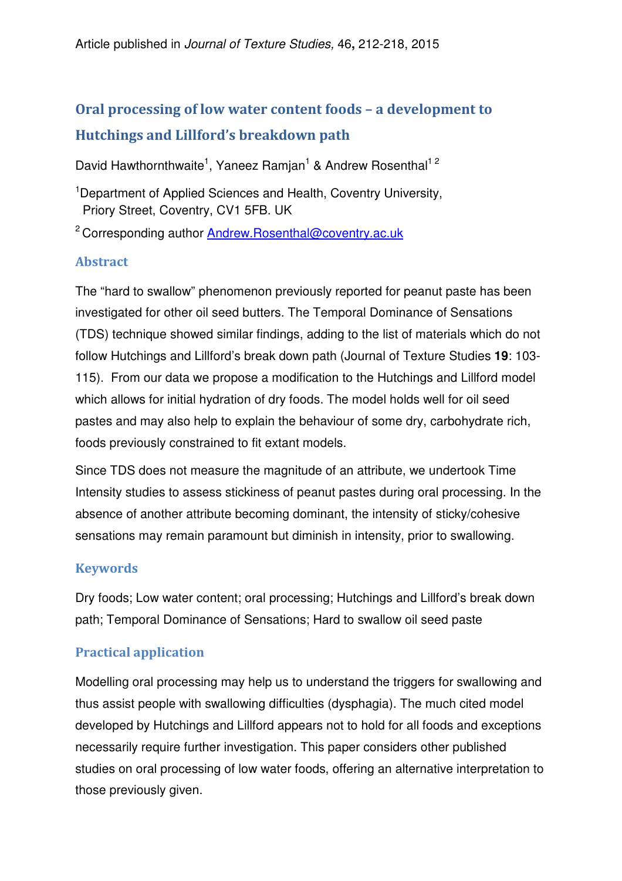Article published in *Journal of Texture Studies,* 46**,** 212-218, 2015

# Oral processing of low water content foods – a development to Hutchings and Lillford's breakdown path

David Hawthornthwaite[1], Yaneez Ramjan[1] & Andrew Rosenthal[1 2]

[1]Department of Applied Sciences and Health, Coventry University, Priory Street, Coventry, CV1 5FB. UK

[2] Corresponding author Andrew.Rosenthal@coventry.ac.uk

## Abstract

The "hard to swallow" phenomenon previously reported for peanut paste has been investigated for other oil seed butters. The Temporal Dominance of Sensations (TDS) technique showed similar findings, adding to the list of materials which do not follow Hutchings and Lillford's break down path (Journal of Texture Studies **19**: 103-115). From our data we propose a modification to the Hutchings and Lillford model which allows for initial hydration of dry foods. The model holds well for oil seed pastes and may also help to explain the behaviour of some dry, carbohydrate rich, foods previously constrained to fit extant models.

Since TDS does not measure the magnitude of an attribute, we undertook Time Intensity studies to assess stickiness of peanut pastes during oral processing. In the absence of another attribute becoming dominant, the intensity of sticky/cohesive sensations may remain paramount but diminish in intensity, prior to swallowing.

## Keywords

Dry foods; Low water content; oral processing; Hutchings and Lillford's break down path; Temporal Dominance of Sensations; Hard to swallow oil seed paste

## Practical application

Modelling oral processing may help us to understand the triggers for swallowing and thus assist people with swallowing difficulties (dysphagia). The much cited model developed by Hutchings and Lillford appears not to hold for all foods and exceptions necessarily require further investigation. This paper considers other published studies on oral processing of low water foods, offering an alternative interpretation to those previously given.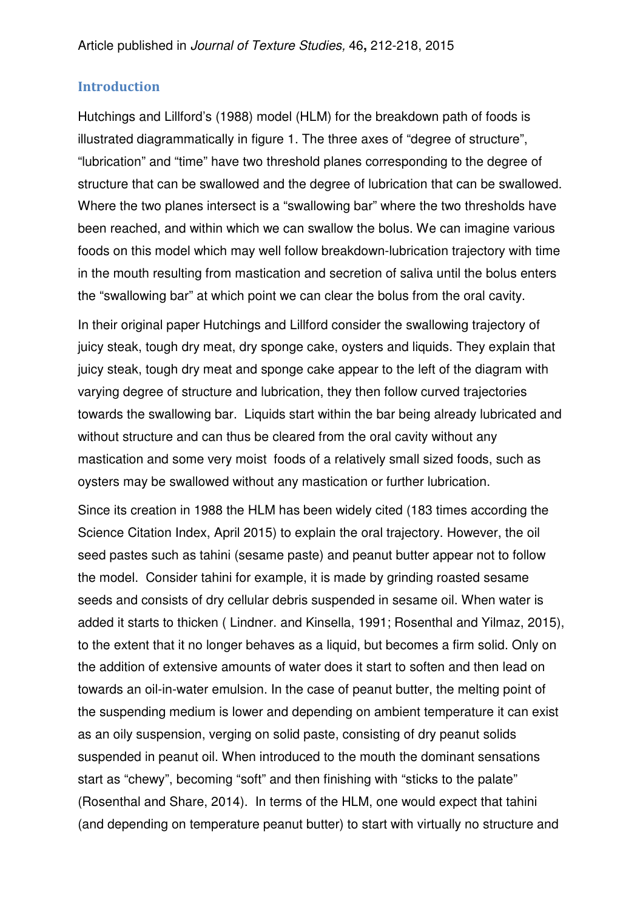## Introduction

Hutchings and Lillford's (1988) model (HLM) for the breakdown path of foods is illustrated diagrammatically in figure 1. The three axes of "degree of structure", "lubrication" and "time" have two threshold planes corresponding to the degree of structure that can be swallowed and the degree of lubrication that can be swallowed. Where the two planes intersect is a "swallowing bar" where the two thresholds have been reached, and within which we can swallow the bolus. We can imagine various foods on this model which may well follow breakdown-lubrication trajectory with time in the mouth resulting from mastication and secretion of saliva until the bolus enters the "swallowing bar" at which point we can clear the bolus from the oral cavity.

In their original paper Hutchings and Lillford consider the swallowing trajectory of juicy steak, tough dry meat, dry sponge cake, oysters and liquids. They explain that juicy steak, tough dry meat and sponge cake appear to the left of the diagram with varying degree of structure and lubrication, they then follow curved trajectories towards the swallowing bar. Liquids start within the bar being already lubricated and without structure and can thus be cleared from the oral cavity without any mastication and some very moist foods of a relatively small sized foods, such as oysters may be swallowed without any mastication or further lubrication.

Since its creation in 1988 the HLM has been widely cited (183 times according the Science Citation Index, April 2015) to explain the oral trajectory. However, the oil seed pastes such as tahini (sesame paste) and peanut butter appear not to follow the model. Consider tahini for example, it is made by grinding roasted sesame seeds and consists of dry cellular debris suspended in sesame oil. When water is added it starts to thicken ( Lindner. and Kinsella, 1991; Rosenthal and Yilmaz, 2015), to the extent that it no longer behaves as a liquid, but becomes a firm solid. Only on the addition of extensive amounts of water does it start to soften and then lead on towards an oil-in-water emulsion. In the case of peanut butter, the melting point of the suspending medium is lower and depending on ambient temperature it can exist as an oily suspension, verging on solid paste, consisting of dry peanut solids suspended in peanut oil. When introduced to the mouth the dominant sensations start as "chewy", becoming "soft" and then finishing with "sticks to the palate" (Rosenthal and Share, 2014). In terms of the HLM, one would expect that tahini (and depending on temperature peanut butter) to start with virtually no structure and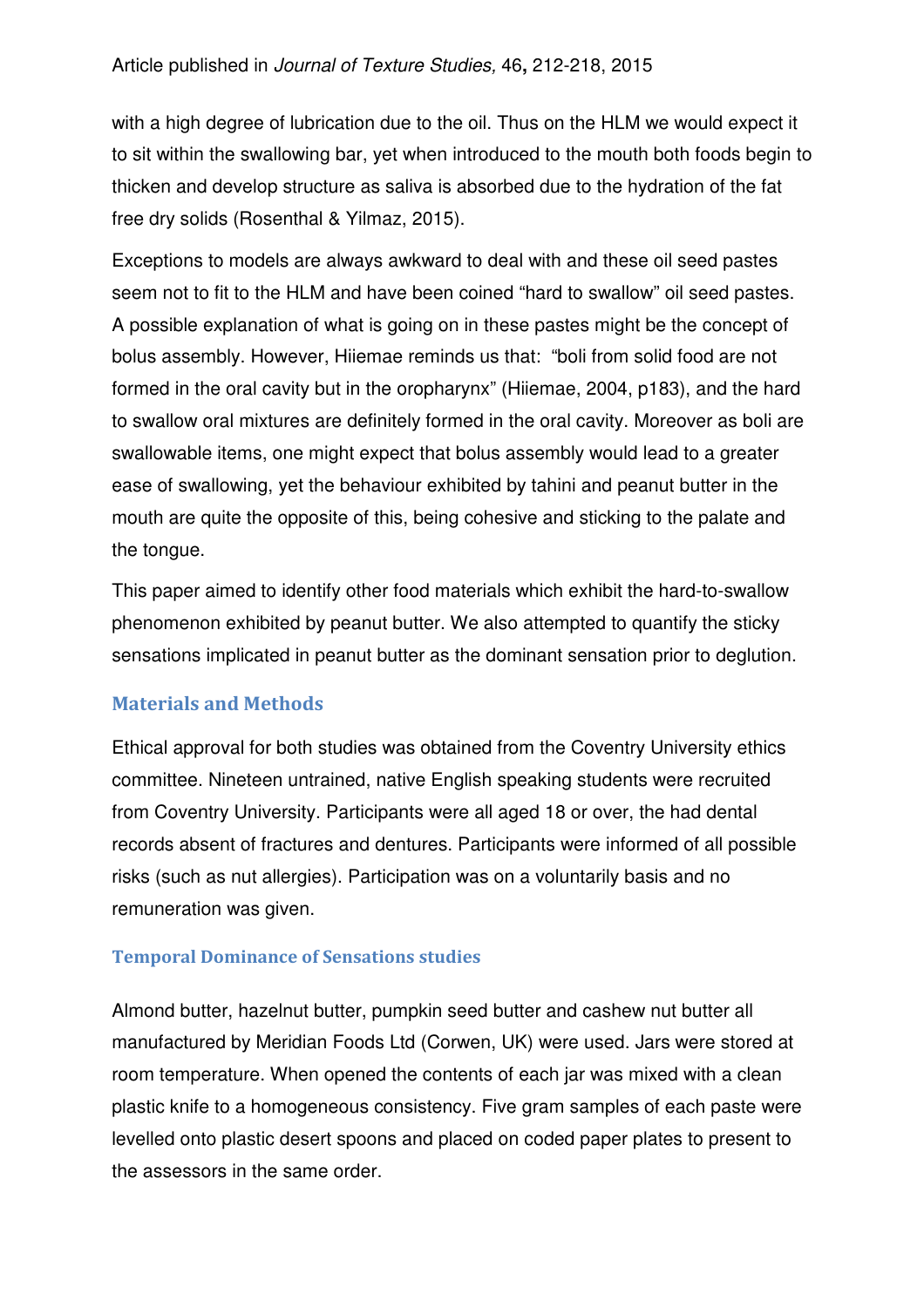with a high degree of lubrication due to the oil. Thus on the HLM we would expect it to sit within the swallowing bar, yet when introduced to the mouth both foods begin to thicken and develop structure as saliva is absorbed due to the hydration of the fat free dry solids (Rosenthal & Yilmaz, 2015).

Exceptions to models are always awkward to deal with and these oil seed pastes seem not to fit to the HLM and have been coined "hard to swallow" oil seed pastes. A possible explanation of what is going on in these pastes might be the concept of bolus assembly. However, Hiiemae reminds us that: "boli from solid food are not formed in the oral cavity but in the oropharynx" (Hiiemae, 2004, p183), and the hard to swallow oral mixtures are definitely formed in the oral cavity. Moreover as boli are swallowable items, one might expect that bolus assembly would lead to a greater ease of swallowing, yet the behaviour exhibited by tahini and peanut butter in the mouth are quite the opposite of this, being cohesive and sticking to the palate and the tongue.

This paper aimed to identify other food materials which exhibit the hard-to-swallow phenomenon exhibited by peanut butter. We also attempted to quantify the sticky sensations implicated in peanut butter as the dominant sensation prior to deglution.

## Materials and Methods

Ethical approval for both studies was obtained from the Coventry University ethics committee. Nineteen untrained, native English speaking students were recruited from Coventry University. Participants were all aged 18 or over, the had dental records absent of fractures and dentures. Participants were informed of all possible risks (such as nut allergies). Participation was on a voluntarily basis and no remuneration was given.

### Temporal Dominance of Sensations studies

Almond butter, hazelnut butter, pumpkin seed butter and cashew nut butter all manufactured by Meridian Foods Ltd (Corwen, UK) were used. Jars were stored at room temperature. When opened the contents of each jar was mixed with a clean plastic knife to a homogeneous consistency. Five gram samples of each paste were levelled onto plastic desert spoons and placed on coded paper plates to present to the assessors in the same order.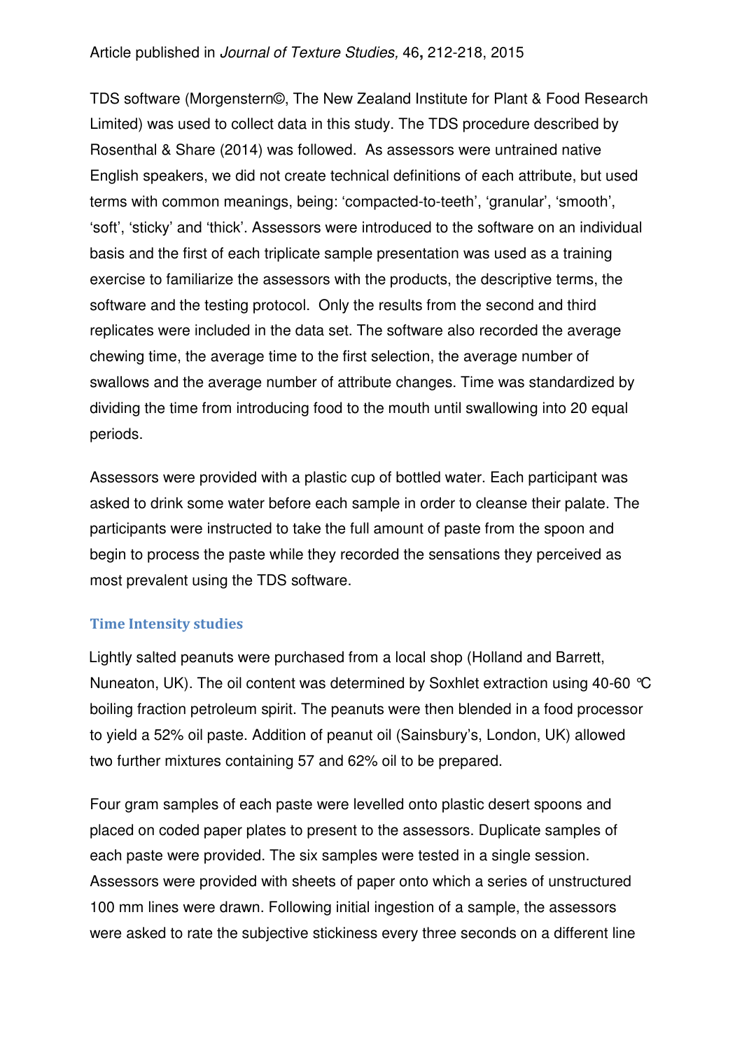TDS software (Morgenstern©, The New Zealand Institute for Plant & Food Research Limited) was used to collect data in this study. The TDS procedure described by Rosenthal & Share (2014) was followed. As assessors were untrained native English speakers, we did not create technical definitions of each attribute, but used terms with common meanings, being: 'compacted-to-teeth', 'granular', 'smooth', 'soft', 'sticky' and 'thick'. Assessors were introduced to the software on an individual basis and the first of each triplicate sample presentation was used as a training exercise to familiarize the assessors with the products, the descriptive terms, the software and the testing protocol. Only the results from the second and third replicates were included in the data set. The software also recorded the average chewing time, the average time to the first selection, the average number of swallows and the average number of attribute changes. Time was standardized by dividing the time from introducing food to the mouth until swallowing into 20 equal periods.

Assessors were provided with a plastic cup of bottled water. Each participant was asked to drink some water before each sample in order to cleanse their palate. The participants were instructed to take the full amount of paste from the spoon and begin to process the paste while they recorded the sensations they perceived as most prevalent using the TDS software.

### Time Intensity studies

Lightly salted peanuts were purchased from a local shop (Holland and Barrett, Nuneaton, UK). The oil content was determined by Soxhlet extraction using 40-60 °C boiling fraction petroleum spirit. The peanuts were then blended in a food processor to yield a 52% oil paste. Addition of peanut oil (Sainsbury's, London, UK) allowed two further mixtures containing 57 and 62% oil to be prepared.

Four gram samples of each paste were levelled onto plastic desert spoons and placed on coded paper plates to present to the assessors. Duplicate samples of each paste were provided. The six samples were tested in a single session. Assessors were provided with sheets of paper onto which a series of unstructured 100 mm lines were drawn. Following initial ingestion of a sample, the assessors were asked to rate the subjective stickiness every three seconds on a different line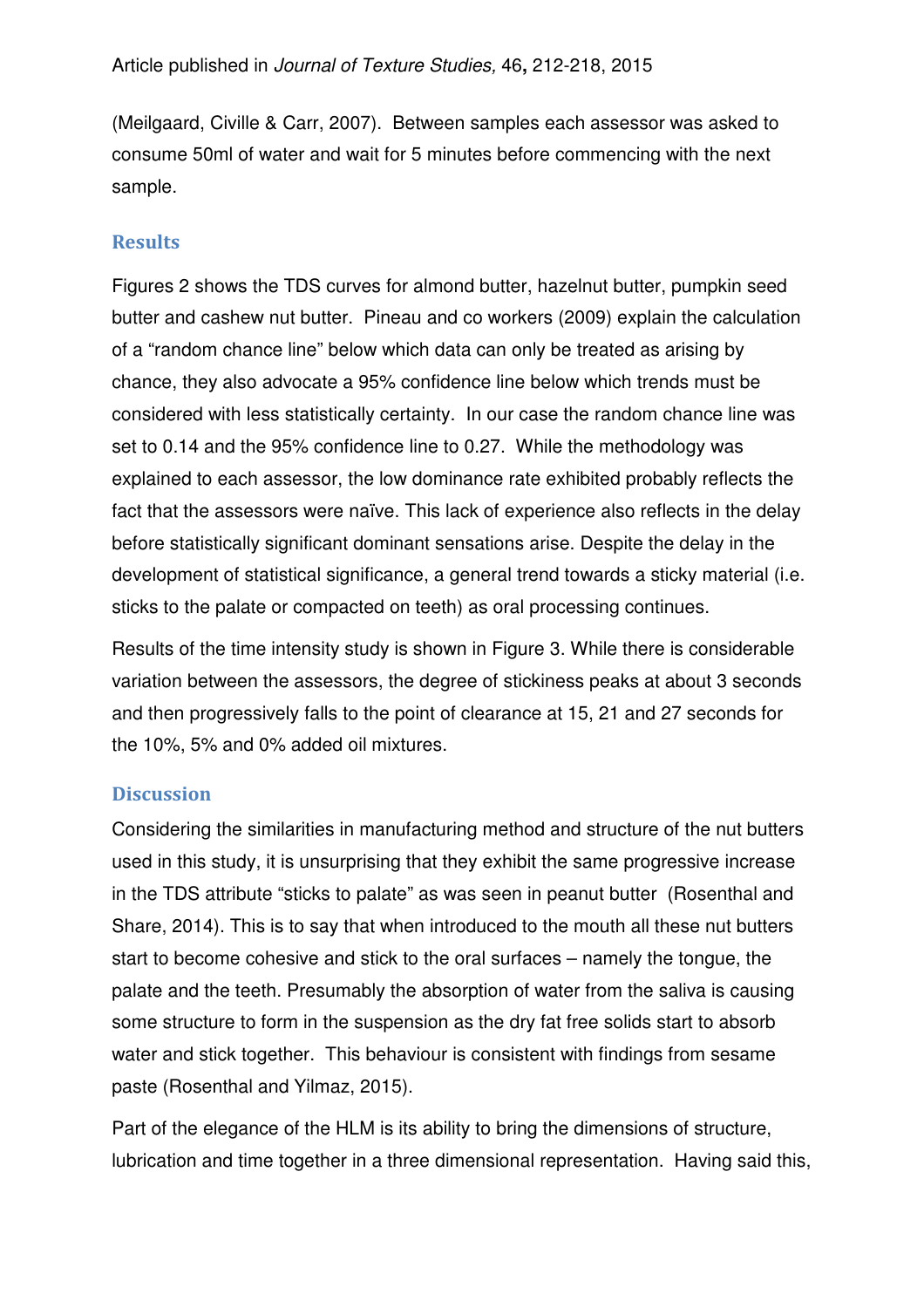(Meilgaard, Civille & Carr, 2007). Between samples each assessor was asked to consume 50ml of water and wait for 5 minutes before commencing with the next sample.

## Results

Figures 2 shows the TDS curves for almond butter, hazelnut butter, pumpkin seed butter and cashew nut butter. Pineau and co workers (2009) explain the calculation of a "random chance line" below which data can only be treated as arising by chance, they also advocate a 95% confidence line below which trends must be considered with less statistically certainty. In our case the random chance line was set to 0.14 and the 95% confidence line to 0.27. While the methodology was explained to each assessor, the low dominance rate exhibited probably reflects the fact that the assessors were naïve. This lack of experience also reflects in the delay before statistically significant dominant sensations arise. Despite the delay in the development of statistical significance, a general trend towards a sticky material (i.e. sticks to the palate or compacted on teeth) as oral processing continues.

Results of the time intensity study is shown in Figure 3. While there is considerable variation between the assessors, the degree of stickiness peaks at about 3 seconds and then progressively falls to the point of clearance at 15, 21 and 27 seconds for the 10%, 5% and 0% added oil mixtures.

## Discussion

Considering the similarities in manufacturing method and structure of the nut butters used in this study, it is unsurprising that they exhibit the same progressive increase in the TDS attribute "sticks to palate" as was seen in peanut butter (Rosenthal and Share, 2014). This is to say that when introduced to the mouth all these nut butters start to become cohesive and stick to the oral surfaces – namely the tongue, the palate and the teeth. Presumably the absorption of water from the saliva is causing some structure to form in the suspension as the dry fat free solids start to absorb water and stick together. This behaviour is consistent with findings from sesame paste (Rosenthal and Yilmaz, 2015).

Part of the elegance of the HLM is its ability to bring the dimensions of structure, lubrication and time together in a three dimensional representation. Having said this,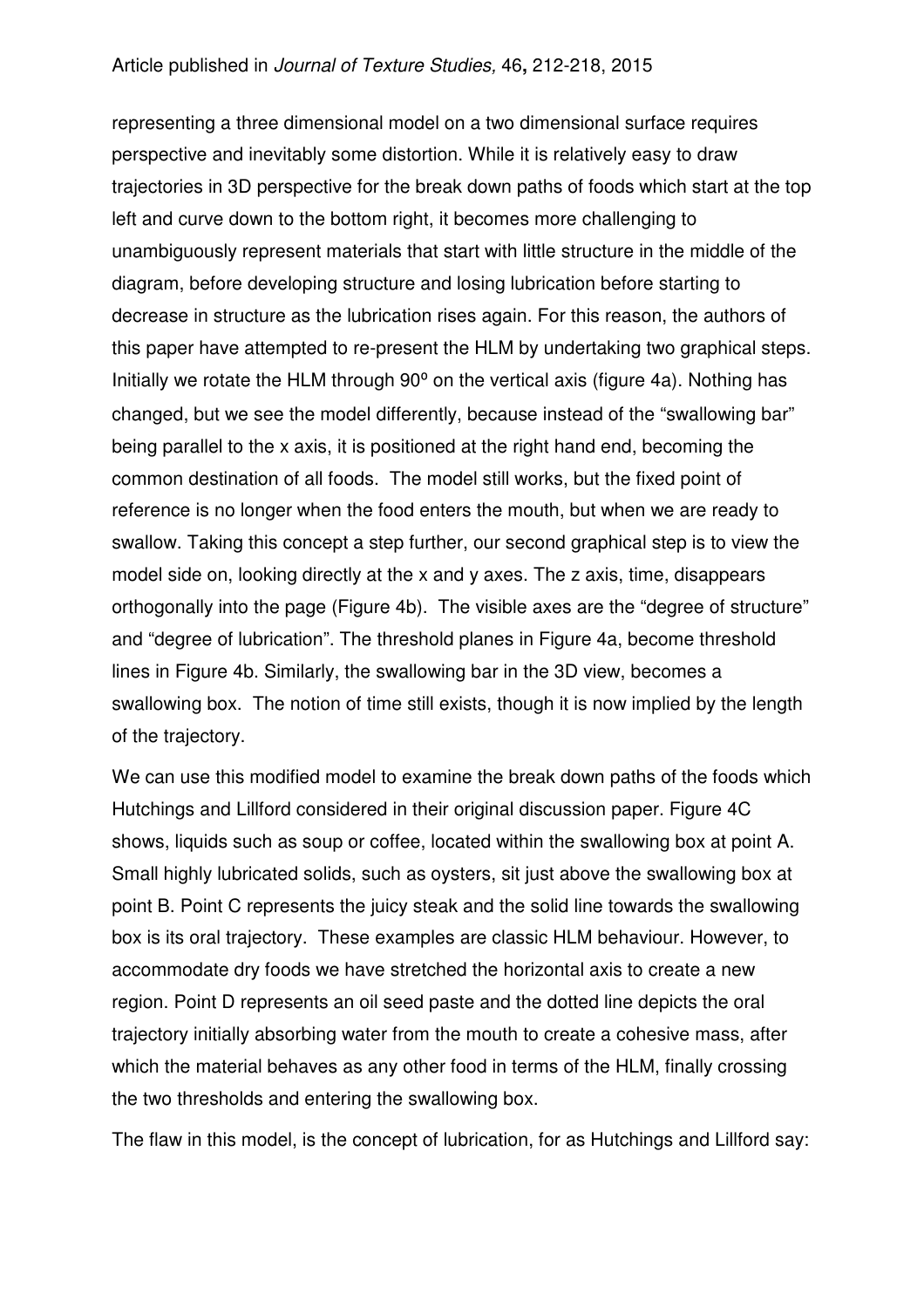representing a three dimensional model on a two dimensional surface requires perspective and inevitably some distortion. While it is relatively easy to draw trajectories in 3D perspective for the break down paths of foods which start at the top left and curve down to the bottom right, it becomes more challenging to unambiguously represent materials that start with little structure in the middle of the diagram, before developing structure and losing lubrication before starting to decrease in structure as the lubrication rises again. For this reason, the authors of this paper have attempted to re-present the HLM by undertaking two graphical steps. Initially we rotate the HLM through 90º on the vertical axis (figure 4a). Nothing has changed, but we see the model differently, because instead of the "swallowing bar" being parallel to the x axis, it is positioned at the right hand end, becoming the common destination of all foods. The model still works, but the fixed point of reference is no longer when the food enters the mouth, but when we are ready to swallow. Taking this concept a step further, our second graphical step is to view the model side on, looking directly at the x and y axes. The z axis, time, disappears orthogonally into the page (Figure 4b). The visible axes are the "degree of structure" and "degree of lubrication". The threshold planes in Figure 4a, become threshold lines in Figure 4b. Similarly, the swallowing bar in the 3D view, becomes a swallowing box. The notion of time still exists, though it is now implied by the length of the trajectory.

We can use this modified model to examine the break down paths of the foods which Hutchings and Lillford considered in their original discussion paper. Figure 4C shows, liquids such as soup or coffee, located within the swallowing box at point A. Small highly lubricated solids, such as oysters, sit just above the swallowing box at point B. Point C represents the juicy steak and the solid line towards the swallowing box is its oral trajectory. These examples are classic HLM behaviour. However, to accommodate dry foods we have stretched the horizontal axis to create a new region. Point D represents an oil seed paste and the dotted line depicts the oral trajectory initially absorbing water from the mouth to create a cohesive mass, after which the material behaves as any other food in terms of the HLM, finally crossing the two thresholds and entering the swallowing box.

The flaw in this model, is the concept of lubrication, for as Hutchings and Lillford say: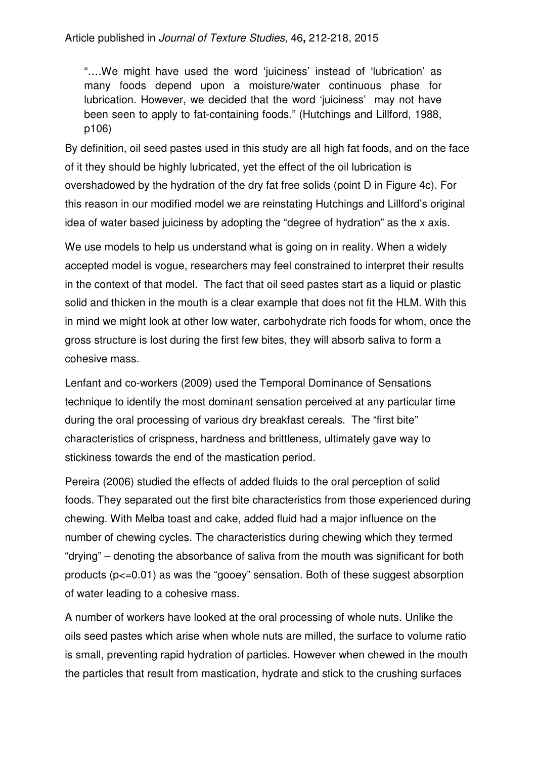"….We might have used the word 'juiciness' instead of 'lubrication' as many foods depend upon a moisture/water continuous phase for lubrication. However, we decided that the word 'juiciness' may not have been seen to apply to fat-containing foods." (Hutchings and Lillford, 1988, p106)

By definition, oil seed pastes used in this study are all high fat foods, and on the face of it they should be highly lubricated, yet the effect of the oil lubrication is overshadowed by the hydration of the dry fat free solids (point D in Figure 4c). For this reason in our modified model we are reinstating Hutchings and Lillford's original idea of water based juiciness by adopting the "degree of hydration" as the x axis.

We use models to help us understand what is going on in reality. When a widely accepted model is vogue, researchers may feel constrained to interpret their results in the context of that model. The fact that oil seed pastes start as a liquid or plastic solid and thicken in the mouth is a clear example that does not fit the HLM. With this in mind we might look at other low water, carbohydrate rich foods for whom, once the gross structure is lost during the first few bites, they will absorb saliva to form a cohesive mass.

Lenfant and co-workers (2009) used the Temporal Dominance of Sensations technique to identify the most dominant sensation perceived at any particular time during the oral processing of various dry breakfast cereals. The "first bite" characteristics of crispness, hardness and brittleness, ultimately gave way to stickiness towards the end of the mastication period.

Pereira (2006) studied the effects of added fluids to the oral perception of solid foods. They separated out the first bite characteristics from those experienced during chewing. With Melba toast and cake, added fluid had a major influence on the number of chewing cycles. The characteristics during chewing which they termed "drying" – denoting the absorbance of saliva from the mouth was significant for both products ($p<=0.01$) as was the "gooey" sensation. Both of these suggest absorption of water leading to a cohesive mass.

A number of workers have looked at the oral processing of whole nuts. Unlike the oils seed pastes which arise when whole nuts are milled, the surface to volume ratio is small, preventing rapid hydration of particles. However when chewed in the mouth the particles that result from mastication, hydrate and stick to the crushing surfaces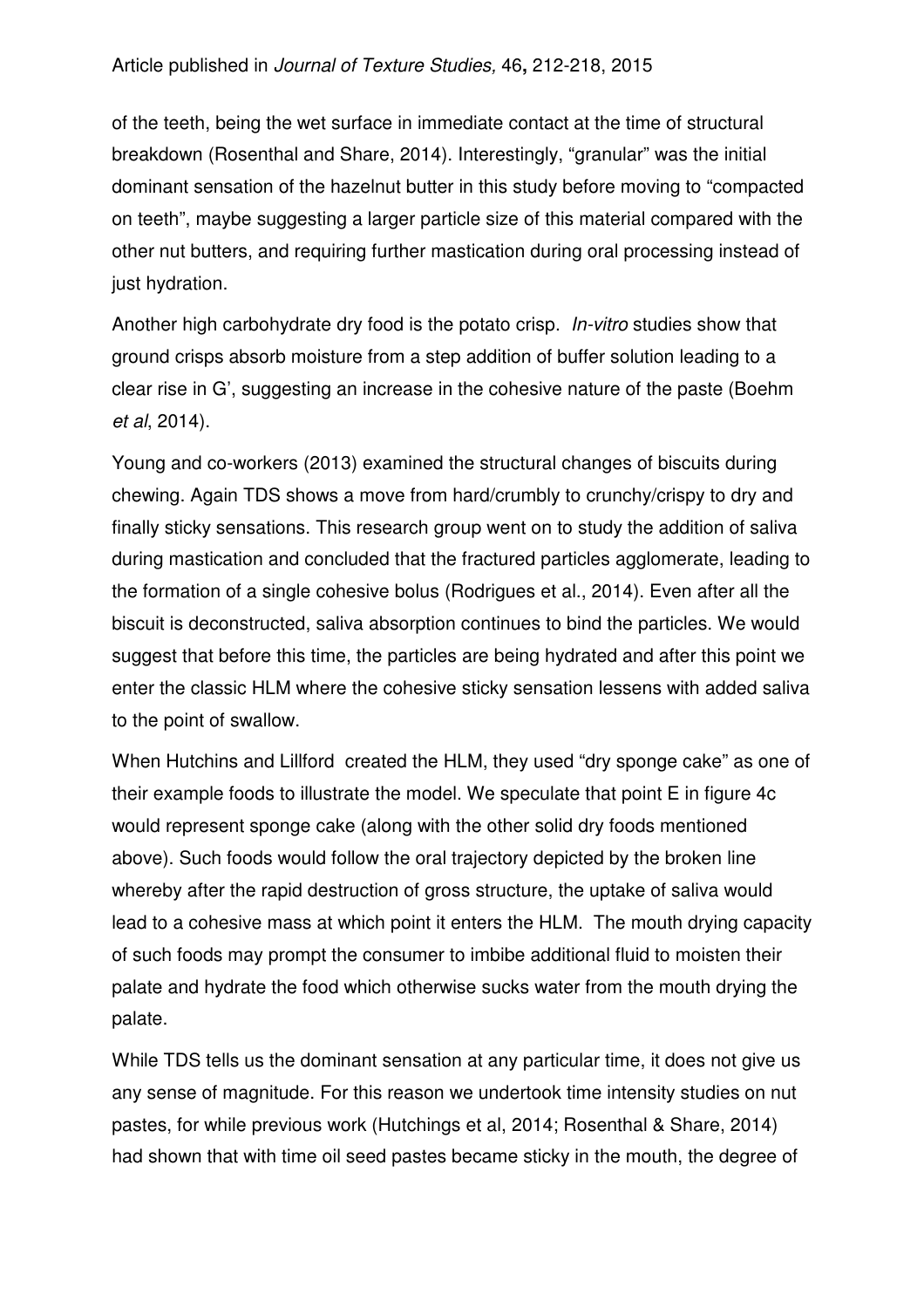of the teeth, being the wet surface in immediate contact at the time of structural breakdown (Rosenthal and Share, 2014). Interestingly, "granular" was the initial dominant sensation of the hazelnut butter in this study before moving to "compacted on teeth", maybe suggesting a larger particle size of this material compared with the other nut butters, and requiring further mastication during oral processing instead of just hydration.

Another high carbohydrate dry food is the potato crisp. *In-vitro* studies show that ground crisps absorb moisture from a step addition of buffer solution leading to a clear rise in G', suggesting an increase in the cohesive nature of the paste (Boehm *et al*, 2014).

Young and co-workers (2013) examined the structural changes of biscuits during chewing. Again TDS shows a move from hard/crumbly to crunchy/crispy to dry and finally sticky sensations. This research group went on to study the addition of saliva during mastication and concluded that the fractured particles agglomerate, leading to the formation of a single cohesive bolus (Rodrigues et al., 2014). Even after all the biscuit is deconstructed, saliva absorption continues to bind the particles. We would suggest that before this time, the particles are being hydrated and after this point we enter the classic HLM where the cohesive sticky sensation lessens with added saliva to the point of swallow.

When Hutchins and Lillford created the HLM, they used "dry sponge cake" as one of their example foods to illustrate the model. We speculate that point E in figure 4c would represent sponge cake (along with the other solid dry foods mentioned above). Such foods would follow the oral trajectory depicted by the broken line whereby after the rapid destruction of gross structure, the uptake of saliva would lead to a cohesive mass at which point it enters the HLM. The mouth drying capacity of such foods may prompt the consumer to imbibe additional fluid to moisten their palate and hydrate the food which otherwise sucks water from the mouth drying the palate.

While TDS tells us the dominant sensation at any particular time, it does not give us any sense of magnitude. For this reason we undertook time intensity studies on nut pastes, for while previous work (Hutchings et al, 2014; Rosenthal & Share, 2014) had shown that with time oil seed pastes became sticky in the mouth, the degree of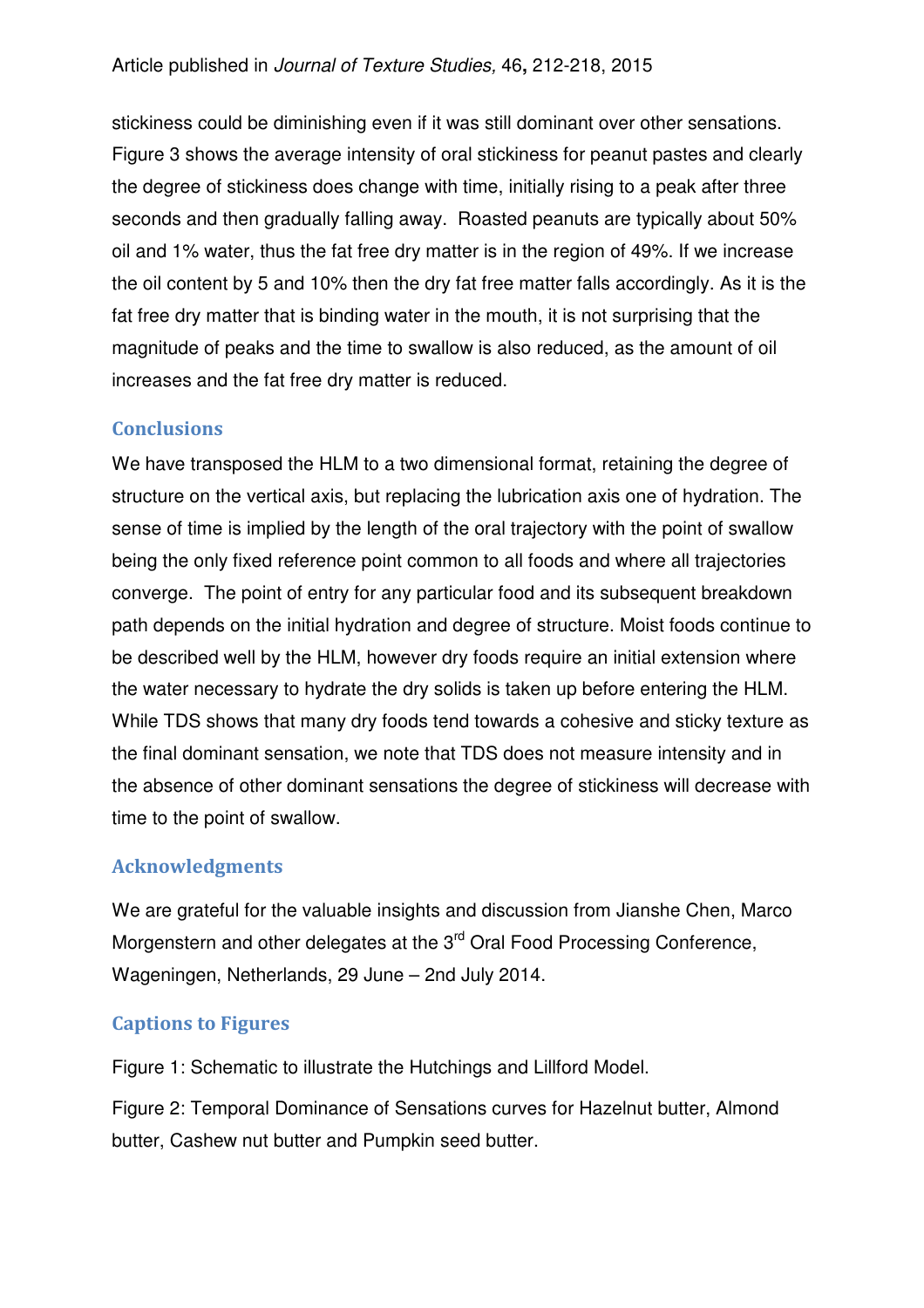stickiness could be diminishing even if it was still dominant over other sensations. Figure 3 shows the average intensity of oral stickiness for peanut pastes and clearly the degree of stickiness does change with time, initially rising to a peak after three seconds and then gradually falling away. Roasted peanuts are typically about 50% oil and 1% water, thus the fat free dry matter is in the region of 49%. If we increase the oil content by 5 and 10% then the dry fat free matter falls accordingly. As it is the fat free dry matter that is binding water in the mouth, it is not surprising that the magnitude of peaks and the time to swallow is also reduced, as the amount of oil increases and the fat free dry matter is reduced.

## Conclusions

We have transposed the HLM to a two dimensional format, retaining the degree of structure on the vertical axis, but replacing the lubrication axis one of hydration. The sense of time is implied by the length of the oral trajectory with the point of swallow being the only fixed reference point common to all foods and where all trajectories converge. The point of entry for any particular food and its subsequent breakdown path depends on the initial hydration and degree of structure. Moist foods continue to be described well by the HLM, however dry foods require an initial extension where the water necessary to hydrate the dry solids is taken up before entering the HLM. While TDS shows that many dry foods tend towards a cohesive and sticky texture as the final dominant sensation, we note that TDS does not measure intensity and in the absence of other dominant sensations the degree of stickiness will decrease with time to the point of swallow.

## Acknowledgments

We are grateful for the valuable insights and discussion from Jianshe Chen, Marco Morgenstern and other delegates at the 3rd Oral Food Processing Conference, Wageningen, Netherlands, 29 June – 2nd July 2014.

## Captions to Figures

Figure 1: Schematic to illustrate the Hutchings and Lillford Model.

Figure 2: Temporal Dominance of Sensations curves for Hazelnut butter, Almond butter, Cashew nut butter and Pumpkin seed butter.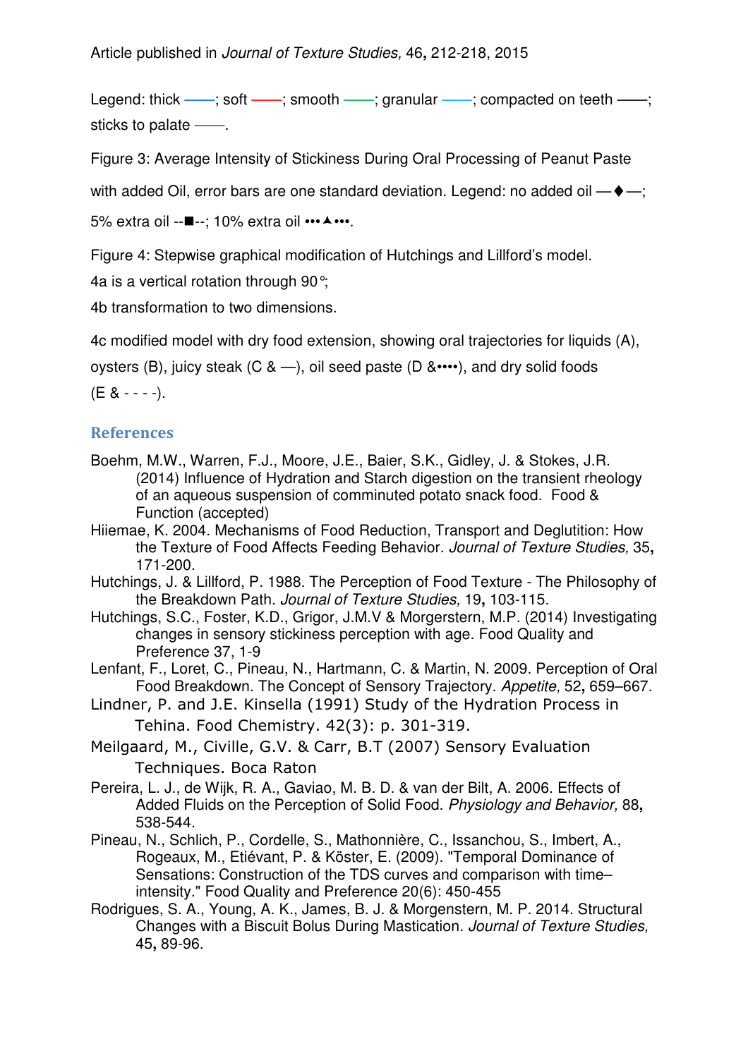Legend: thick ——; soft ——; smooth ——; granular ——; compacted on teeth ——; sticks to palate ——.

Figure 3: Average Intensity of Stickiness During Oral Processing of Peanut Paste with added Oil, error bars are one standard deviation. Legend: no added oil —♦—; 5% extra oil --■--; 10% extra oil •••▲•••.

Figure 4: Stepwise graphical modification of Hutchings and Lillford's model.

4a is a vertical rotation through 90°;

4b transformation to two dimensions.

4c modified model with dry food extension, showing oral trajectories for liquids (A), oysters (B), juicy steak (C & —), oil seed paste (D &••••), and dry solid foods (E & - - - -).

## References

Boehm, M.W., Warren, F.J., Moore, J.E., Baier, S.K., Gidley, J. & Stokes, J.R. (2014) Influence of Hydration and Starch digestion on the transient rheology of an aqueous suspension of comminuted potato snack food. Food & Function (accepted)

Hiiemae, K. 2004. Mechanisms of Food Reduction, Transport and Deglutition: How the Texture of Food Affects Feeding Behavior. *Journal of Texture Studies,* 35**,** 171-200.

Hutchings, J. & Lillford, P. 1988. The Perception of Food Texture - The Philosophy of the Breakdown Path. *Journal of Texture Studies,* 19**,** 103-115.

Hutchings, S.C., Foster, K.D., Grigor, J.M.V & Morgenstern, M.P. (2014) Investigating changes in sensory stickiness perception with age. Food Quality and Preference 37, 1-9

Lenfant, F., Loret, C., Pineau, N., Hartmann, C. & Martin, N. 2009. Perception of Oral Food Breakdown. The Concept of Sensory Trajectory. *Appetite,* 52**,** 659–667.

Lindner, P. and J.E. Kinsella (1991) Study of the Hydration Process in Tehina. Food Chemistry. 42(3): p. 301-319.

Meilgaard, M., Civille, G.V. & Carr, B.T (2007) Sensory Evaluation Techniques. Boca Raton

Pereira, L. J., de Wijk, R. A., Gaviao, M. B. D. & van der Bilt, A. 2006. Effects of Added Fluids on the Perception of Solid Food. *Physiology and Behavior,* 88**,** 538-544.

Pineau, N., Schlich, P., Cordelle, S., Mathonnière, C., Issanchou, S., Imbert, A., Rogeaux, M., Etiévant, P. & Köster, E. (2009). "Temporal Dominance of Sensations: Construction of the TDS curves and comparison with time–intensity." Food Quality and Preference 20(6): 450-455

Rodrigues, S. A., Young, A. K., James, B. J. & Morgenstern, M. P. 2014. Structural Changes with a Biscuit Bolus During Mastication. *Journal of Texture Studies,* 45**,** 89-96.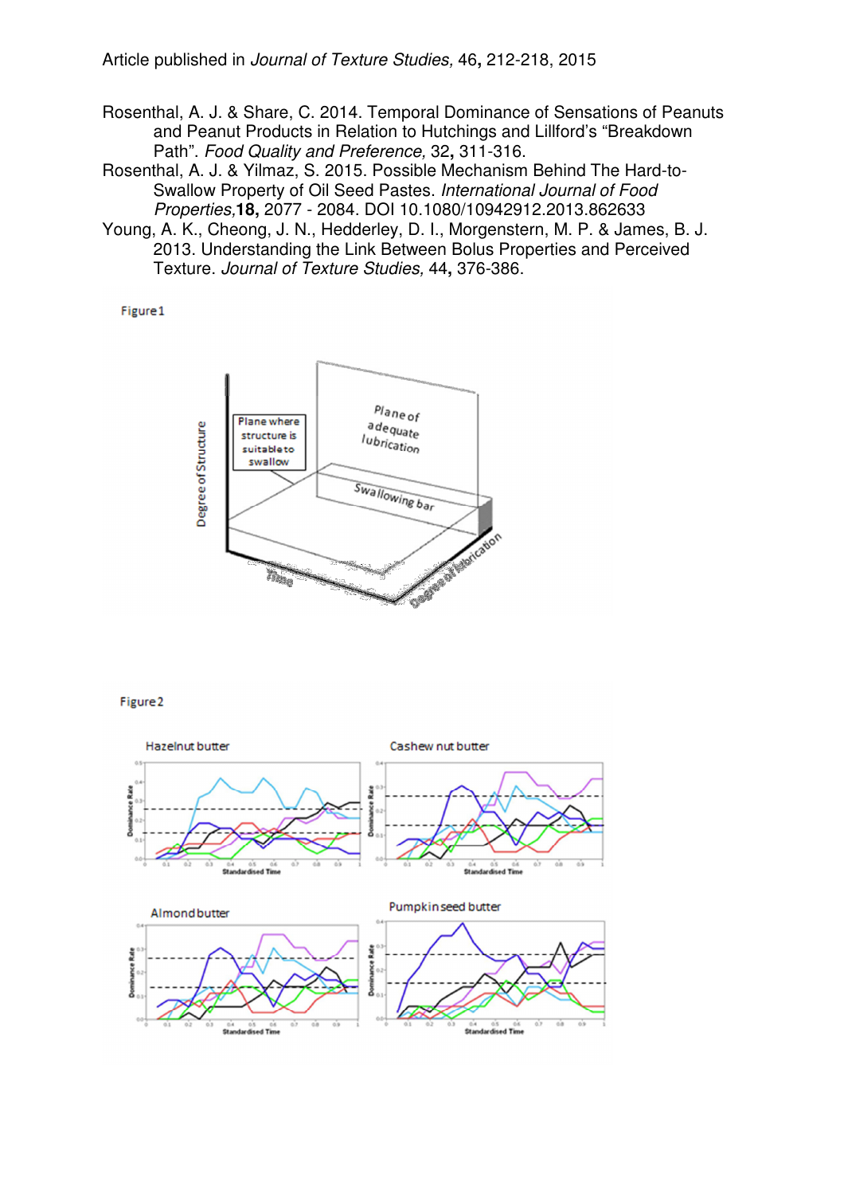Rosenthal, A. J. & Share, C. 2014. Temporal Dominance of Sensations of Peanuts and Peanut Products in Relation to Hutchings and Lillford's "Breakdown Path". *Food Quality and Preference,* 32**,** 311-316.

Rosenthal, A. J. & Yilmaz, S. 2015. Possible Mechanism Behind The Hard-to-Swallow Property of Oil Seed Pastes. *International Journal of Food Properties,***18,** 2077 - 2084. DOI 10.1080/10942912.2013.862633

Young, A. K., Cheong, J. N., Hedderley, D. I., Morgenstern, M. P. & James, B. J. 2013. Understanding the Link Between Bolus Properties and Perceived Texture. *Journal of Texture Studies,* 44**,** 376-386.

Figure 1

Figure 2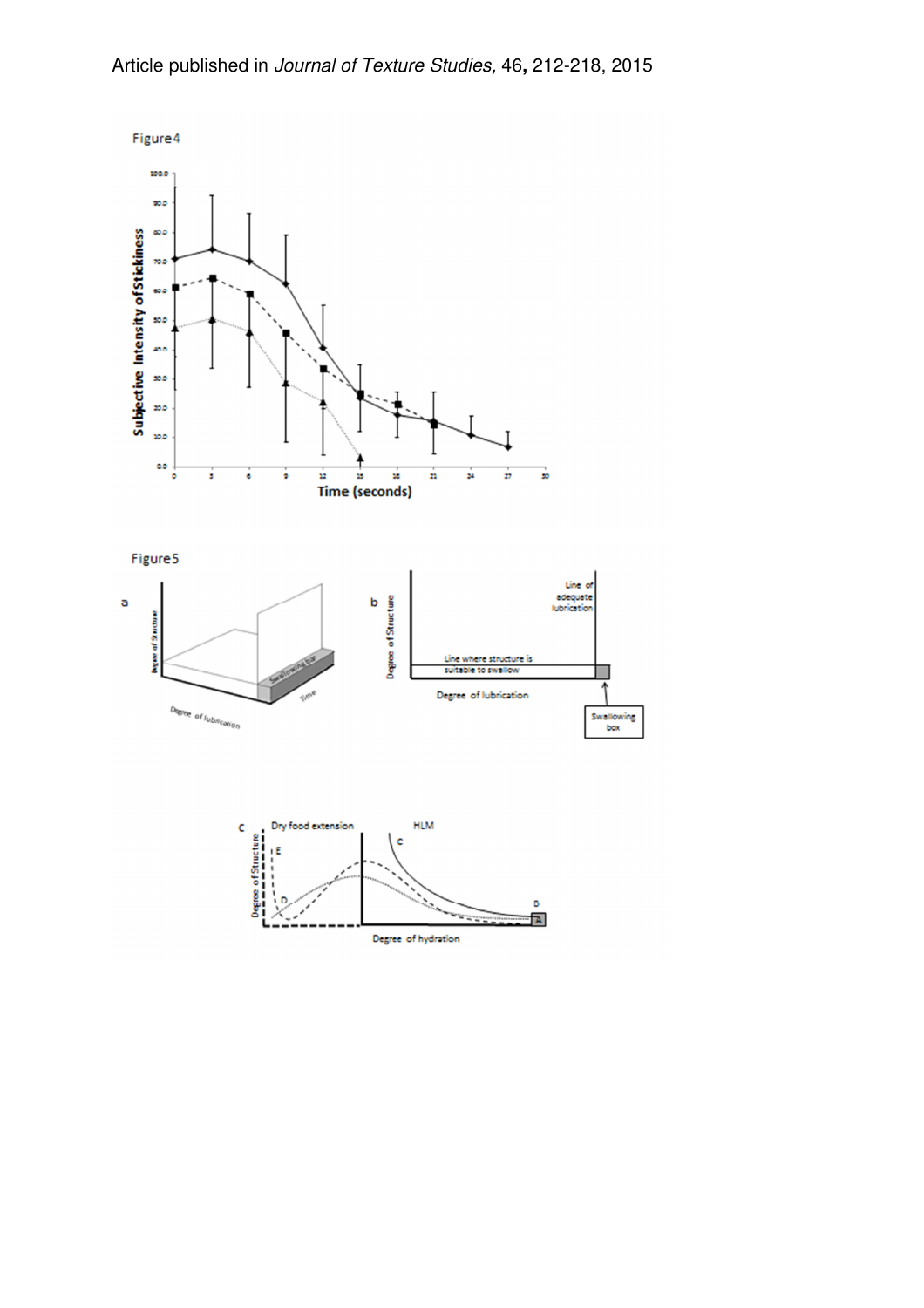Article published in *Journal of Texture Studies,* 46**,** 212-218, 2015

Figure4

Subjective Intensity of Stickiness

100.0
90.0
80.0
70.0
60.0
50.0
40.0
30.0
20.0
10.0
0.0

0 3 6 9 12 15 18 21 24 27 30

Time (seconds)

Figure5

a

Degree of Structure

Swallowing bar

Time

Degree of lubrication

b

Degree of Structure

Line of adequate lubrication

Line where structure is suitable to swallow

Degree of lubrication

Swallowing box

c

Dry food extension

HLM

E

C

D

B

A

Degree of Structure

Degree of hydration